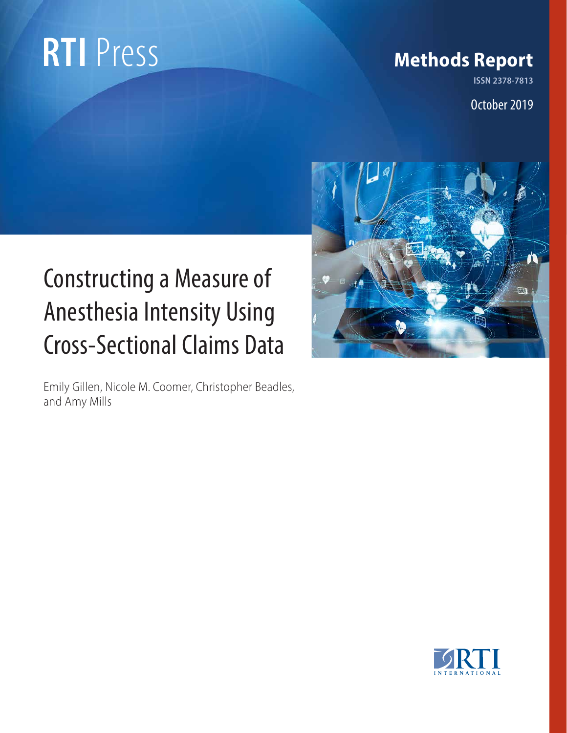RTI Press

Methods Report

ISSN 2378-7813

October 2019

# Constructing a Measure of Anesthesia Intensity Using Cross-Sectional Claims Data

Emily Gillen, Nicole M. Coomer, Christopher Beadles, and Amy Mills

RTI INTERNATIONAL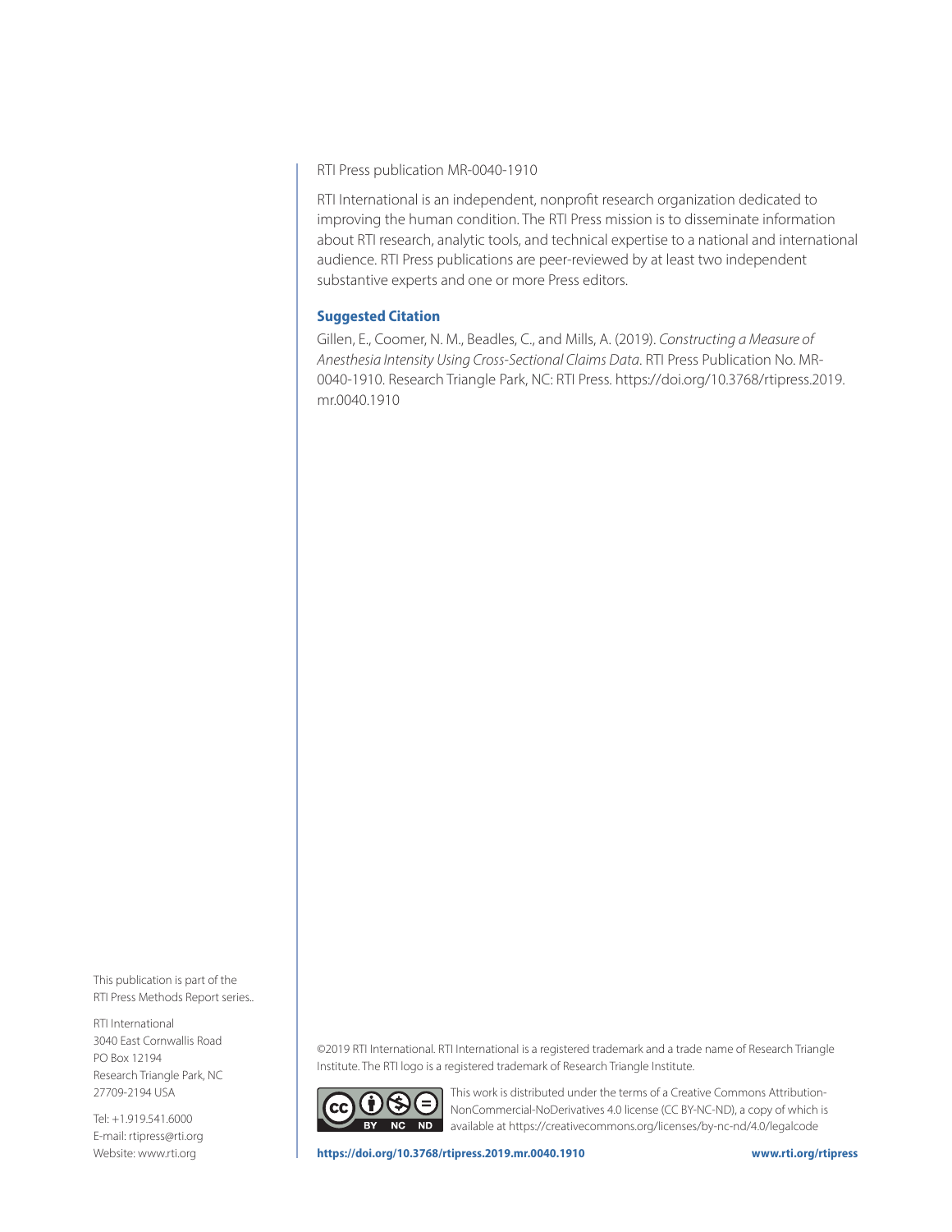RTI Press publication MR-0040-1910

RTI International is an independent, nonprofit research organization dedicated to improving the human condition. The RTI Press mission is to disseminate information about RTI research, analytic tools, and technical expertise to a national and international audience. RTI Press publications are peer-reviewed by at least two independent substantive experts and one or more Press editors.

**Suggested Citation**

Gillen, E., Coomer, N. M., Beadles, C., and Mills, A. (2019). *Constructing a Measure of Anesthesia Intensity Using Cross-Sectional Claims Data*. RTI Press Publication No. MR-0040-1910. Research Triangle Park, NC: RTI Press. https://doi.org/10.3768/rtipress.2019.mr.0040.1910

This publication is part of the RTI Press Methods Report series..

RTI International
3040 East Cornwallis Road
PO Box 12194
Research Triangle Park, NC
27709-2194 USA

Tel: +1.919.541.6000
E-mail: rtipress@rti.org
Website: www.rti.org

©2019 RTI International. RTI International is a registered trademark and a trade name of Research Triangle Institute. The RTI logo is a registered trademark of Research Triangle Institute.

This work is distributed under the terms of a Creative Commons Attribution-NonCommercial-NoDerivatives 4.0 license (CC BY-NC-ND), a copy of which is available at https://creativecommons.org/licenses/by-nc-nd/4.0/legalcode

**https://doi.org/10.3768/rtipress.2019.mr.0040.1910** **www.rti.org/rtipress**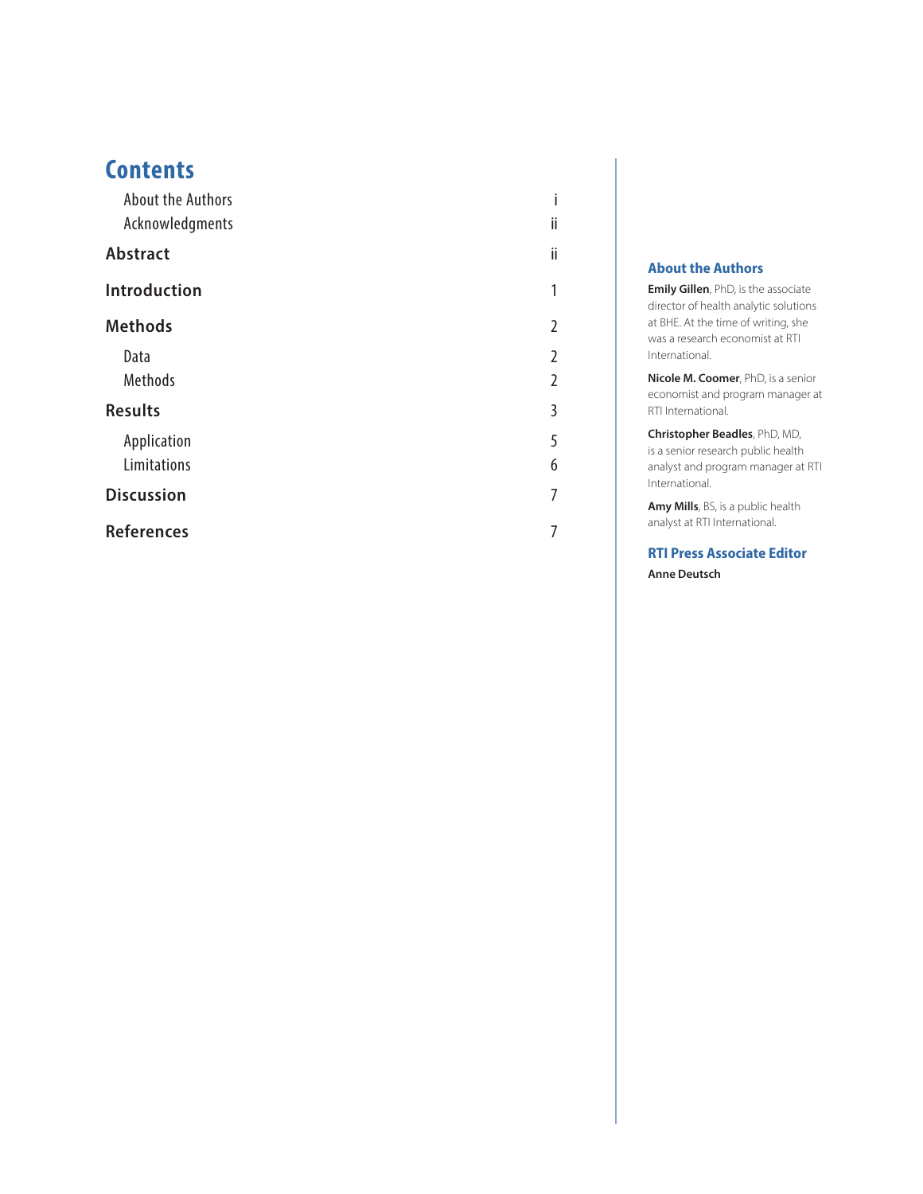## Contents

| | |
|---|---|
| About the Authors | i |
| Acknowledgments | ii |
| **Abstract** | ii |
| **Introduction** | 1 |
| **Methods** | 2 |
| Data | 2 |
| Methods | 2 |
| **Results** | 3 |
| Application | 5 |
| Limitations | 6 |
| **Discussion** | 7 |
| **References** | 7 |

### About the Authors

**Emily Gillen**, PhD, is the associate director of health analytic solutions at BHE. At the time of writing, she was a research economist at RTI International.

**Nicole M. Coomer**, PhD, is a senior economist and program manager at RTI International.

**Christopher Beadles**, PhD, MD, is a senior research public health analyst and program manager at RTI International.

**Amy Mills**, BS, is a public health analyst at RTI International.

### RTI Press Associate Editor

**Anne Deutsch**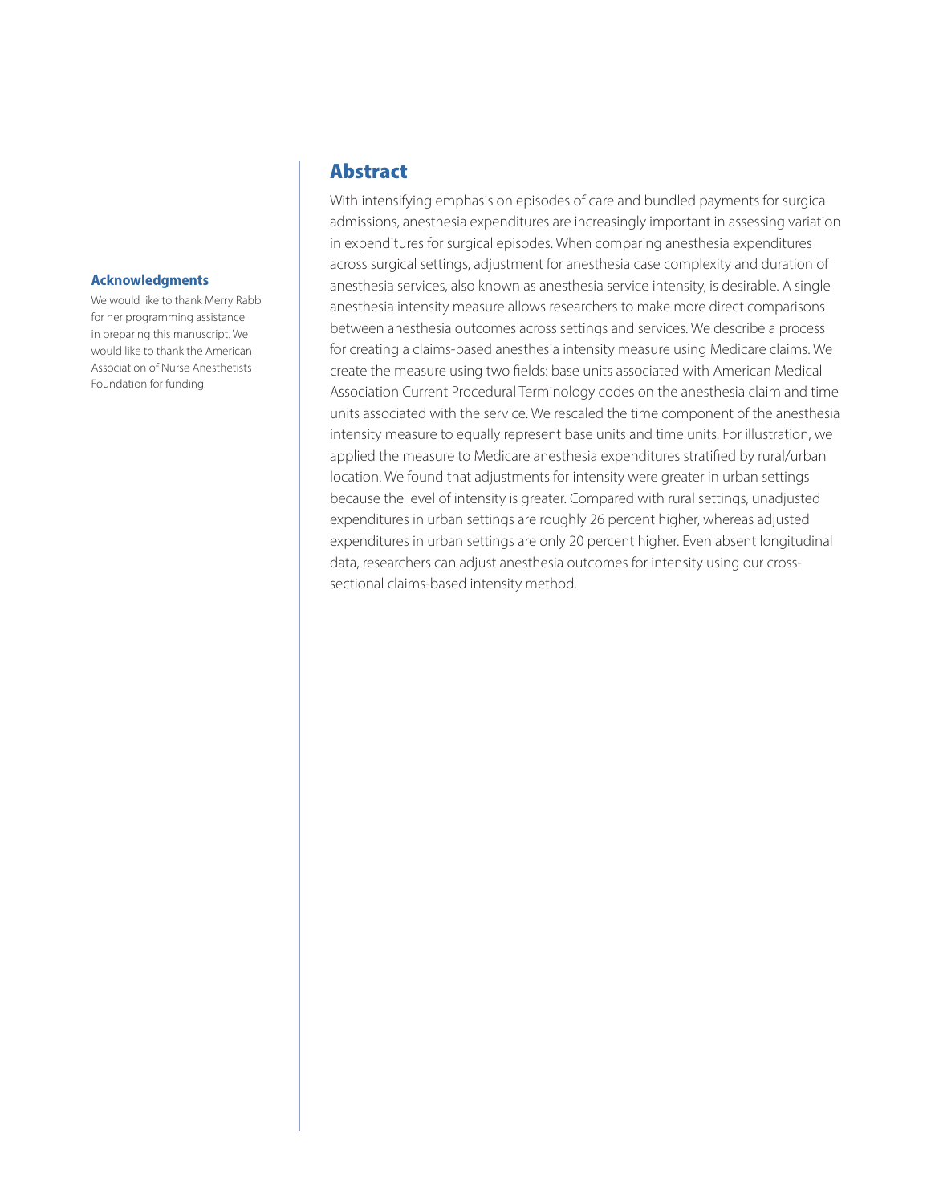## Abstract

With intensifying emphasis on episodes of care and bundled payments for surgical admissions, anesthesia expenditures are increasingly important in assessing variation in expenditures for surgical episodes. When comparing anesthesia expenditures across surgical settings, adjustment for anesthesia case complexity and duration of anesthesia services, also known as anesthesia service intensity, is desirable. A single anesthesia intensity measure allows researchers to make more direct comparisons between anesthesia outcomes across settings and services. We describe a process for creating a claims-based anesthesia intensity measure using Medicare claims. We create the measure using two fields: base units associated with American Medical Association Current Procedural Terminology codes on the anesthesia claim and time units associated with the service. We rescaled the time component of the anesthesia intensity measure to equally represent base units and time units. For illustration, we applied the measure to Medicare anesthesia expenditures stratified by rural/urban location. We found that adjustments for intensity were greater in urban settings because the level of intensity is greater. Compared with rural settings, unadjusted expenditures in urban settings are roughly 26 percent higher, whereas adjusted expenditures in urban settings are only 20 percent higher. Even absent longitudinal data, researchers can adjust anesthesia outcomes for intensity using our cross-sectional claims-based intensity method.

### Acknowledgments

We would like to thank Merry Rabb for her programming assistance in preparing this manuscript. We would like to thank the American Association of Nurse Anesthetists Foundation for funding.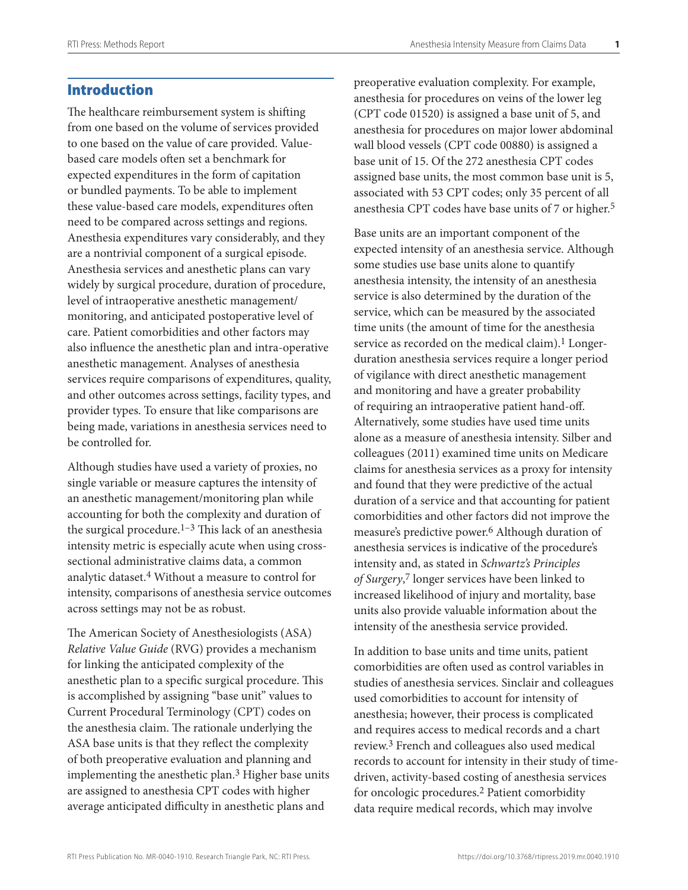## Introduction

The healthcare reimbursement system is shifting from one based on the volume of services provided to one based on the value of care provided. Value-based care models often set a benchmark for expected expenditures in the form of capitation or bundled payments. To be able to implement these value-based care models, expenditures often need to be compared across settings and regions. Anesthesia expenditures vary considerably, and they are a nontrivial component of a surgical episode. Anesthesia services and anesthetic plans can vary widely by surgical procedure, duration of procedure, level of intraoperative anesthetic management/monitoring, and anticipated postoperative level of care. Patient comorbidities and other factors may also influence the anesthetic plan and intra-operative anesthetic management. Analyses of anesthesia services require comparisons of expenditures, quality, and other outcomes across settings, facility types, and provider types. To ensure that like comparisons are being made, variations in anesthesia services need to be controlled for.

Although studies have used a variety of proxies, no single variable or measure captures the intensity of an anesthetic management/monitoring plan while accounting for both the complexity and duration of the surgical procedure.[1–3] This lack of an anesthesia intensity metric is especially acute when using cross-sectional administrative claims data, a common analytic dataset.[4] Without a measure to control for intensity, comparisons of anesthesia service outcomes across settings may not be as robust.

The American Society of Anesthesiologists (ASA) *Relative Value Guide* (RVG) provides a mechanism for linking the anticipated complexity of the anesthetic plan to a specific surgical procedure. This is accomplished by assigning "base unit" values to Current Procedural Terminology (CPT) codes on the anesthesia claim. The rationale underlying the ASA base units is that they reflect the complexity of both preoperative evaluation and planning and implementing the anesthetic plan.[3] Higher base units are assigned to anesthesia CPT codes with higher average anticipated difficulty in anesthetic plans and preoperative evaluation complexity. For example, anesthesia for procedures on veins of the lower leg (CPT code 01520) is assigned a base unit of 5, and anesthesia for procedures on major lower abdominal wall blood vessels (CPT code 00880) is assigned a base unit of 15. Of the 272 anesthesia CPT codes assigned base units, the most common base unit is 5, associated with 53 CPT codes; only 35 percent of all anesthesia CPT codes have base units of 7 or higher.[5]

Base units are an important component of the expected intensity of an anesthesia service. Although some studies use base units alone to quantify anesthesia intensity, the intensity of an anesthesia service is also determined by the duration of the service, which can be measured by the associated time units (the amount of time for the anesthesia service as recorded on the medical claim).[1] Longer-duration anesthesia services require a longer period of vigilance with direct anesthetic management and monitoring and have a greater probability of requiring an intraoperative patient hand-off. Alternatively, some studies have used time units alone as a measure of anesthesia intensity. Silber and colleagues (2011) examined time units on Medicare claims for anesthesia services as a proxy for intensity and found that they were predictive of the actual duration of a service and that accounting for patient comorbidities and other factors did not improve the measure's predictive power.[6] Although duration of anesthesia services is indicative of the procedure's intensity and, as stated in *Schwartz's Principles of Surgery*,[7] longer services have been linked to increased likelihood of injury and mortality, base units also provide valuable information about the intensity of the anesthesia service provided.

In addition to base units and time units, patient comorbidities are often used as control variables in studies of anesthesia services. Sinclair and colleagues used comorbidities to account for intensity of anesthesia; however, their process is complicated and requires access to medical records and a chart review.[3] French and colleagues also used medical records to account for intensity in their study of time-driven, activity-based costing of anesthesia services for oncologic procedures.[2] Patient comorbidity data require medical records, which may involve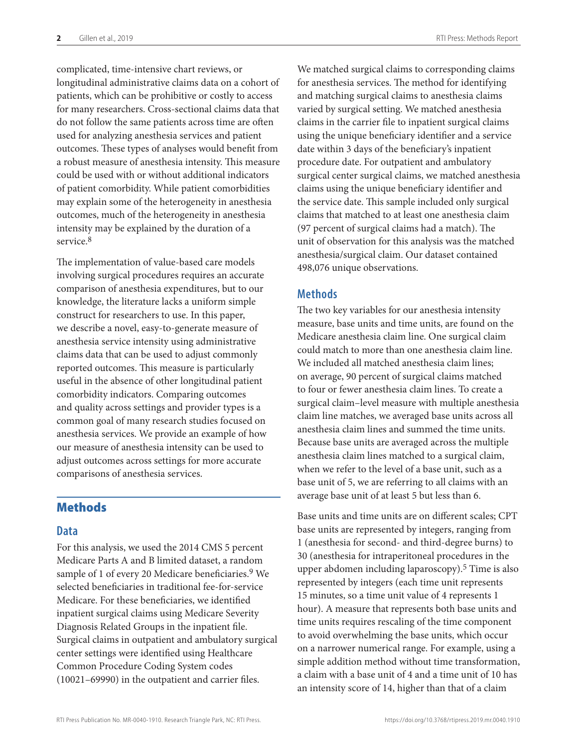complicated, time-intensive chart reviews, or longitudinal administrative claims data on a cohort of patients, which can be prohibitive or costly to access for many researchers. Cross-sectional claims data that do not follow the same patients across time are often used for analyzing anesthesia services and patient outcomes. These types of analyses would benefit from a robust measure of anesthesia intensity. This measure could be used with or without additional indicators of patient comorbidity. While patient comorbidities may explain some of the heterogeneity in anesthesia outcomes, much of the heterogeneity in anesthesia intensity may be explained by the duration of a service.[8]

The implementation of value-based care models involving surgical procedures requires an accurate comparison of anesthesia expenditures, but to our knowledge, the literature lacks a uniform simple construct for researchers to use. In this paper, we describe a novel, easy-to-generate measure of anesthesia service intensity using administrative claims data that can be used to adjust commonly reported outcomes. This measure is particularly useful in the absence of other longitudinal patient comorbidity indicators. Comparing outcomes and quality across settings and provider types is a common goal of many research studies focused on anesthesia services. We provide an example of how our measure of anesthesia intensity can be used to adjust outcomes across settings for more accurate comparisons of anesthesia services.

# Methods

## Data

For this analysis, we used the 2014 CMS 5 percent Medicare Parts A and B limited dataset, a random sample of 1 of every 20 Medicare beneficiaries.[9] We selected beneficiaries in traditional fee-for-service Medicare. For these beneficiaries, we identified inpatient surgical claims using Medicare Severity Diagnosis Related Groups in the inpatient file. Surgical claims in outpatient and ambulatory surgical center settings were identified using Healthcare Common Procedure Coding System codes (10021–69990) in the outpatient and carrier files.

We matched surgical claims to corresponding claims for anesthesia services. The method for identifying and matching surgical claims to anesthesia claims varied by surgical setting. We matched anesthesia claims in the carrier file to inpatient surgical claims using the unique beneficiary identifier and a service date within 3 days of the beneficiary's inpatient procedure date. For outpatient and ambulatory surgical center surgical claims, we matched anesthesia claims using the unique beneficiary identifier and the service date. This sample included only surgical claims that matched to at least one anesthesia claim (97 percent of surgical claims had a match). The unit of observation for this analysis was the matched anesthesia/surgical claim. Our dataset contained 498,076 unique observations.

## Methods

The two key variables for our anesthesia intensity measure, base units and time units, are found on the Medicare anesthesia claim line. One surgical claim could match to more than one anesthesia claim line. We included all matched anesthesia claim lines; on average, 90 percent of surgical claims matched to four or fewer anesthesia claim lines. To create a surgical claim–level measure with multiple anesthesia claim line matches, we averaged base units across all anesthesia claim lines and summed the time units. Because base units are averaged across the multiple anesthesia claim lines matched to a surgical claim, when we refer to the level of a base unit, such as a base unit of 5, we are referring to all claims with an average base unit of at least 5 but less than 6.

Base units and time units are on different scales; CPT base units are represented by integers, ranging from 1 (anesthesia for second- and third-degree burns) to 30 (anesthesia for intraperitoneal procedures in the upper abdomen including laparoscopy).[5] Time is also represented by integers (each time unit represents 15 minutes, so a time unit value of 4 represents 1 hour). A measure that represents both base units and time units requires rescaling of the time component to avoid overwhelming the base units, which occur on a narrower numerical range. For example, using a simple addition method without time transformation, a claim with a base unit of 4 and a time unit of 10 has an intensity score of 14, higher than that of a claim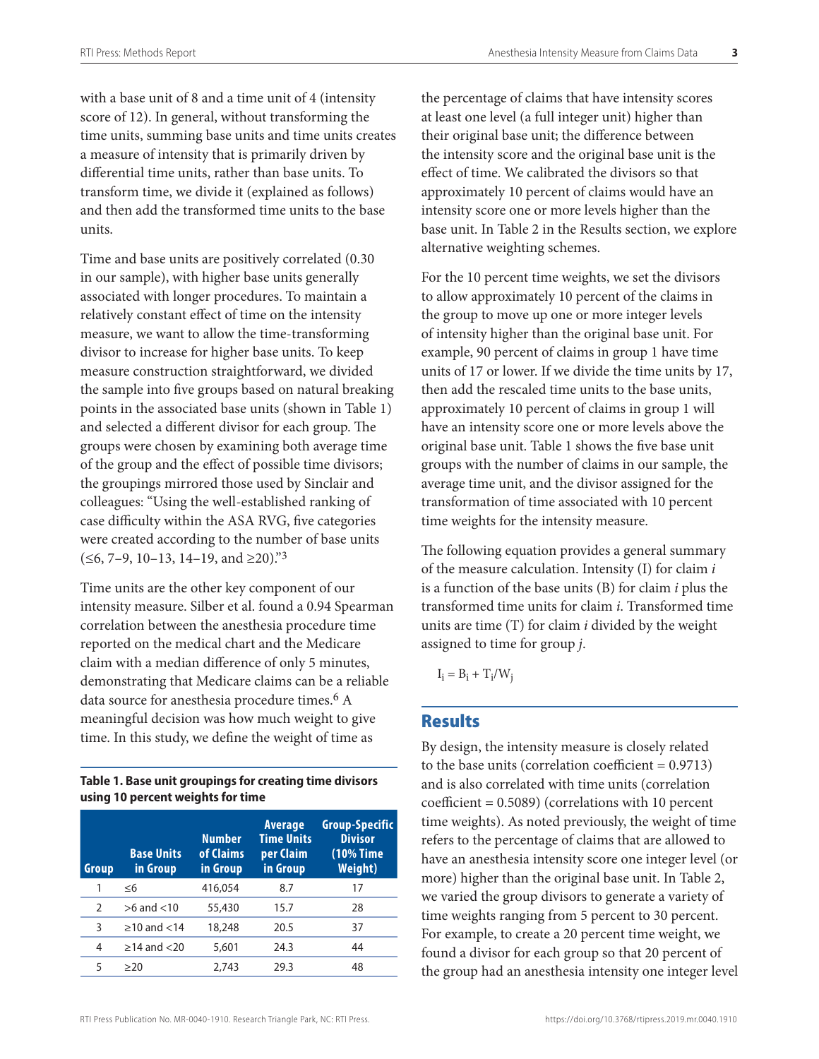with a base unit of 8 and a time unit of 4 (intensity score of 12). In general, without transforming the time units, summing base units and time units creates a measure of intensity that is primarily driven by differential time units, rather than base units. To transform time, we divide it (explained as follows) and then add the transformed time units to the base units.

Time and base units are positively correlated (0.30 in our sample), with higher base units generally associated with longer procedures. To maintain a relatively constant effect of time on the intensity measure, we want to allow the time-transforming divisor to increase for higher base units. To keep measure construction straightforward, we divided the sample into five groups based on natural breaking points in the associated base units (shown in Table 1) and selected a different divisor for each group. The groups were chosen by examining both average time of the group and the effect of possible time divisors; the groupings mirrored those used by Sinclair and colleagues: "Using the well-established ranking of case difficulty within the ASA RVG, five categories were created according to the number of base units (≤6, 7–9, 10–13, 14–19, and ≥20)."[3]

Time units are the other key component of our intensity measure. Silber et al. found a 0.94 Spearman correlation between the anesthesia procedure time reported on the medical chart and the Medicare claim with a median difference of only 5 minutes, demonstrating that Medicare claims can be a reliable data source for anesthesia procedure times.[6] A meaningful decision was how much weight to give time. In this study, we define the weight of time as the percentage of claims that have intensity scores at least one level (a full integer unit) higher than their original base unit; the difference between the intensity score and the original base unit is the effect of time. We calibrated the divisors so that approximately 10 percent of claims would have an intensity score one or more levels higher than the base unit. In Table 2 in the Results section, we explore alternative weighting schemes.

**Table 1. Base unit groupings for creating time divisors using 10 percent weights for time**

| Group | Base Units in Group | Number of Claims in Group | Average Time Units per Claim in Group | Group-Specific Divisor (10% Time Weight) |
|---|---|---|---|---|
| 1 | ≤6 | 416,054 | 8.7 | 17 |
| 2 | >6 and <10 | 55,430 | 15.7 | 28 |
| 3 | ≥10 and <14 | 18,248 | 20.5 | 37 |
| 4 | ≥14 and <20 | 5,601 | 24.3 | 44 |
| 5 | ≥20 | 2,743 | 29.3 | 48 |

For the 10 percent time weights, we set the divisors to allow approximately 10 percent of the claims in the group to move up one or more integer levels of intensity higher than the original base unit. For example, 90 percent of claims in group 1 have time units of 17 or lower. If we divide the time units by 17, then add the rescaled time units to the base units, approximately 10 percent of claims in group 1 will have an intensity score one or more levels above the original base unit. Table 1 shows the five base unit groups with the number of claims in our sample, the average time unit, and the divisor assigned for the transformation of time associated with 10 percent time weights for the intensity measure.

The following equation provides a general summary of the measure calculation. Intensity (I) for claim *i* is a function of the base units (B) for claim *i* plus the transformed time units for claim *i*. Transformed time units are time (T) for claim *i* divided by the weight assigned to time for group *j*.

$$I_i = B_i + T_i/W_j$$

## Results

By design, the intensity measure is closely related to the base units (correlation coefficient = 0.9713) and is also correlated with time units (correlation coefficient = 0.5089) (correlations with 10 percent time weights). As noted previously, the weight of time refers to the percentage of claims that are allowed to have an anesthesia intensity score one integer level (or more) higher than the original base unit. In Table 2, we varied the group divisors to generate a variety of time weights ranging from 5 percent to 30 percent. For example, to create a 20 percent time weight, we found a divisor for each group so that 20 percent of the group had an anesthesia intensity one integer level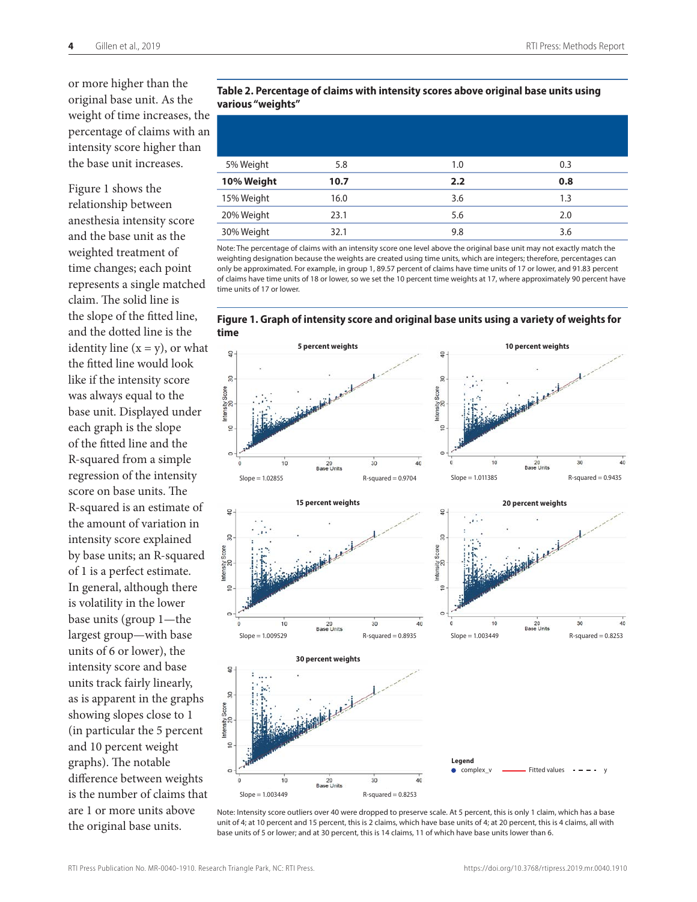or more higher than the original base unit. As the weight of time increases, the percentage of claims with an intensity score higher than the base unit increases.

Figure 1 shows the relationship between anesthesia intensity score and the base unit as the weighted treatment of time changes; each point represents a single matched claim. The solid line is the slope of the fitted line, and the dotted line is the identity line (x = y), or what the fitted line would look like if the intensity score was always equal to the base unit. Displayed under each graph is the slope of the fitted line and the R-squared from a simple regression of the intensity score on base units. The R-squared is an estimate of the amount of variation in intensity score explained by base units; an R-squared of 1 is a perfect estimate. In general, although there is volatility in the lower base units (group 1—the largest group—with base units of 6 or lower), the intensity score and base units track fairly linearly, as is apparent in the graphs showing slopes close to 1 (in particular the 5 percent and 10 percent weight graphs). The notable difference between weights is the number of claims that are 1 or more units above the original base units.

**Table 2. Percentage of claims with intensity scores above original base units using various "weights"**

| | | | |
|---|---|---|---|
| 5% Weight | 5.8 | 1.0 | 0.3 |
| **10% Weight** | **10.7** | **2.2** | **0.8** |
| 15% Weight | 16.0 | 3.6 | 1.3 |
| 20% Weight | 23.1 | 5.6 | 2.0 |
| 30% Weight | 32.1 | 9.8 | 3.6 |

Note: The percentage of claims with an intensity score one level above the original base unit may not exactly match the weighting designation because the weights are created using time units, which are integers; therefore, percentages can only be approximated. For example, in group 1, 89.57 percent of claims have time units of 17 or lower, and 91.83 percent of claims have time units of 18 or lower, so we set the 10 percent time weights at 17, where approximately 90 percent have time units of 17 or lower.

**Figure 1. Graph of intensity score and original base units using a variety of weights for time**

Note: Intensity score outliers over 40 were dropped to preserve scale. At 5 percent, this is only 1 claim, which has a base unit of 4; at 10 percent and 15 percent, this is 2 claims, which have base units of 4; at 20 percent, this is 4 claims, all with base units of 5 or lower; and at 30 percent, this is 14 claims, 11 of which have base units lower than 6.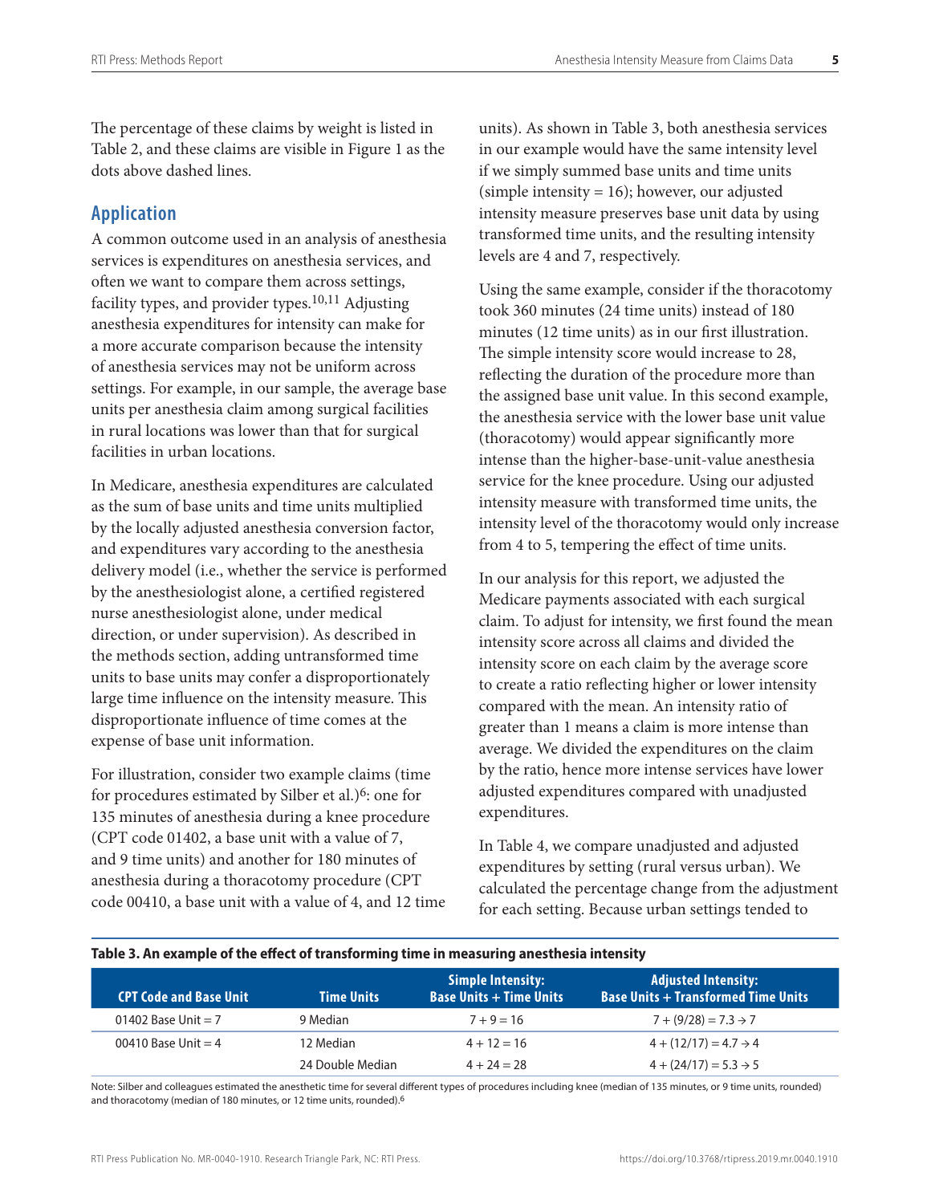The percentage of these claims by weight is listed in Table 2, and these claims are visible in Figure 1 as the dots above dashed lines.

## Application

A common outcome used in an analysis of anesthesia services is expenditures on anesthesia services, and often we want to compare them across settings, facility types, and provider types.[10,11] Adjusting anesthesia expenditures for intensity can make for a more accurate comparison because the intensity of anesthesia services may not be uniform across settings. For example, in our sample, the average base units per anesthesia claim among surgical facilities in rural locations was lower than that for surgical facilities in urban locations.

In Medicare, anesthesia expenditures are calculated as the sum of base units and time units multiplied by the locally adjusted anesthesia conversion factor, and expenditures vary according to the anesthesia delivery model (i.e., whether the service is performed by the anesthesiologist alone, a certified registered nurse anesthesiologist alone, under medical direction, or under supervision). As described in the methods section, adding untransformed time units to base units may confer a disproportionately large time influence on the intensity measure. This disproportionate influence of time comes at the expense of base unit information.

For illustration, consider two example claims (time for procedures estimated by Silber et al.)[6]: one for 135 minutes of anesthesia during a knee procedure (CPT code 01402, a base unit with a value of 7, and 9 time units) and another for 180 minutes of anesthesia during a thoracotomy procedure (CPT code 00410, a base unit with a value of 4, and 12 time units). As shown in Table 3, both anesthesia services in our example would have the same intensity level if we simply summed base units and time units (simple intensity = 16); however, our adjusted intensity measure preserves base unit data by using transformed time units, and the resulting intensity levels are 4 and 7, respectively.

Using the same example, consider if the thoracotomy took 360 minutes (24 time units) instead of 180 minutes (12 time units) as in our first illustration. The simple intensity score would increase to 28, reflecting the duration of the procedure more than the assigned base unit value. In this second example, the anesthesia service with the lower base unit value (thoracotomy) would appear significantly more intense than the higher-base-unit-value anesthesia service for the knee procedure. Using our adjusted intensity measure with transformed time units, the intensity level of the thoracotomy would only increase from 4 to 5, tempering the effect of time units.

In our analysis for this report, we adjusted the Medicare payments associated with each surgical claim. To adjust for intensity, we first found the mean intensity score across all claims and divided the intensity score on each claim by the average score to create a ratio reflecting higher or lower intensity compared with the mean. An intensity ratio of greater than 1 means a claim is more intense than average. We divided the expenditures on the claim by the ratio, hence more intense services have lower adjusted expenditures compared with unadjusted expenditures.

In Table 4, we compare unadjusted and adjusted expenditures by setting (rural versus urban). We calculated the percentage change from the adjustment for each setting. Because urban settings tended to

**Table 3. An example of the effect of transforming time in measuring anesthesia intensity**

| CPT Code and Base Unit | Time Units | Simple Intensity: Base Units + Time Units | Adjusted Intensity: Base Units + Transformed Time Units |
|---|---|---|---|
| 01402 Base Unit = 7 | 9 Median | 7 + 9 = 16 | 7 + (9/28) = 7.3 → 7 |
| 00410 Base Unit = 4 | 12 Median | 4 + 12 = 16 | 4 + (12/17) = 4.7 → 4 |
| | 24 Double Median | 4 + 24 = 28 | 4 + (24/17) = 5.3 → 5 |

Note: Silber and colleagues estimated the anesthetic time for several different types of procedures including knee (median of 135 minutes, or 9 time units, rounded) and thoracotomy (median of 180 minutes, or 12 time units, rounded).[6]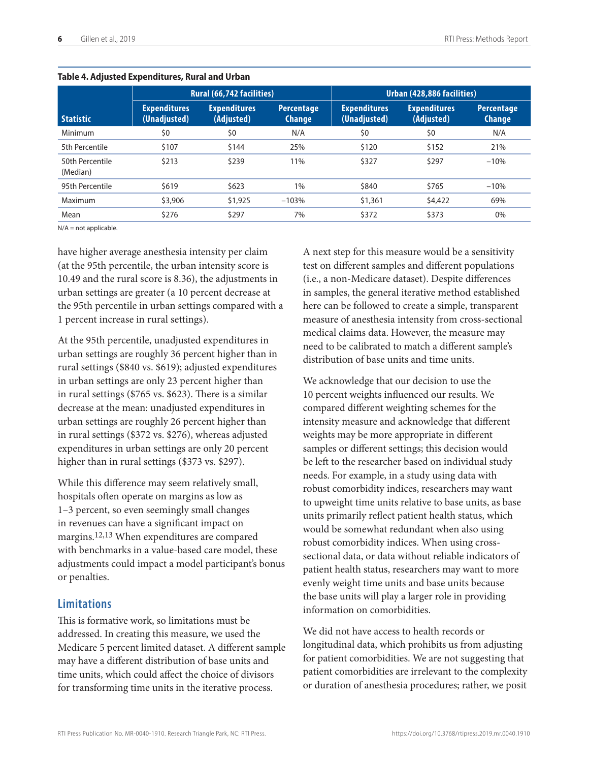**Table 4. Adjusted Expenditures, Rural and Urban**

| Statistic | Rural (66,742 facilities) | | | Urban (428,886 facilities) | | |
|---|---|---|---|---|---|---|
| | Expenditures (Unadjusted) | Expenditures (Adjusted) | Percentage Change | Expenditures (Unadjusted) | Expenditures (Adjusted) | Percentage Change |
| Minimum | $0 | $0 | N/A | $0 | $0 | N/A |
| 5th Percentile | $107 | $144 | 25% | $120 | $152 | 21% |
| 50th Percentile (Median) | $213 | $239 | 11% | $327 | $297 | −10% |
| 95th Percentile | $619 | $623 | 1% | $840 | $765 | −10% |
| Maximum | $3,906 | $1,925 | −103% | $1,361 | $4,422 | 69% |
| Mean | $276 | $297 | 7% | $372 | $373 | 0% |

N/A = not applicable.

have higher average anesthesia intensity per claim (at the 95th percentile, the urban intensity score is 10.49 and the rural score is 8.36), the adjustments in urban settings are greater (a 10 percent decrease at the 95th percentile in urban settings compared with a 1 percent increase in rural settings).

At the 95th percentile, unadjusted expenditures in urban settings are roughly 36 percent higher than in rural settings ($840 vs. $619); adjusted expenditures in urban settings are only 23 percent higher than in rural settings ($765 vs. $623). There is a similar decrease at the mean: unadjusted expenditures in urban settings are roughly 26 percent higher than in rural settings ($372 vs. $276), whereas adjusted expenditures in urban settings are only 20 percent higher than in rural settings ($373 vs. $297).

While this difference may seem relatively small, hospitals often operate on margins as low as 1–3 percent, so even seemingly small changes in revenues can have a significant impact on margins.[12,13] When expenditures are compared with benchmarks in a value-based care model, these adjustments could impact a model participant's bonus or penalties.

## Limitations

This is formative work, so limitations must be addressed. In creating this measure, we used the Medicare 5 percent limited dataset. A different sample may have a different distribution of base units and time units, which could affect the choice of divisors for transforming time units in the iterative process.

A next step for this measure would be a sensitivity test on different samples and different populations (i.e., a non-Medicare dataset). Despite differences in samples, the general iterative method established here can be followed to create a simple, transparent measure of anesthesia intensity from cross-sectional medical claims data. However, the measure may need to be calibrated to match a different sample's distribution of base units and time units.

We acknowledge that our decision to use the 10 percent weights influenced our results. We compared different weighting schemes for the intensity measure and acknowledge that different weights may be more appropriate in different samples or different settings; this decision would be left to the researcher based on individual study needs. For example, in a study using data with robust comorbidity indices, researchers may want to upweight time units relative to base units, as base units primarily reflect patient health status, which would be somewhat redundant when also using robust comorbidity indices. When using cross-sectional data, or data without reliable indicators of patient health status, researchers may want to more evenly weight time units and base units because the base units will play a larger role in providing information on comorbidities.

We did not have access to health records or longitudinal data, which prohibits us from adjusting for patient comorbidities. We are not suggesting that patient comorbidities are irrelevant to the complexity or duration of anesthesia procedures; rather, we posit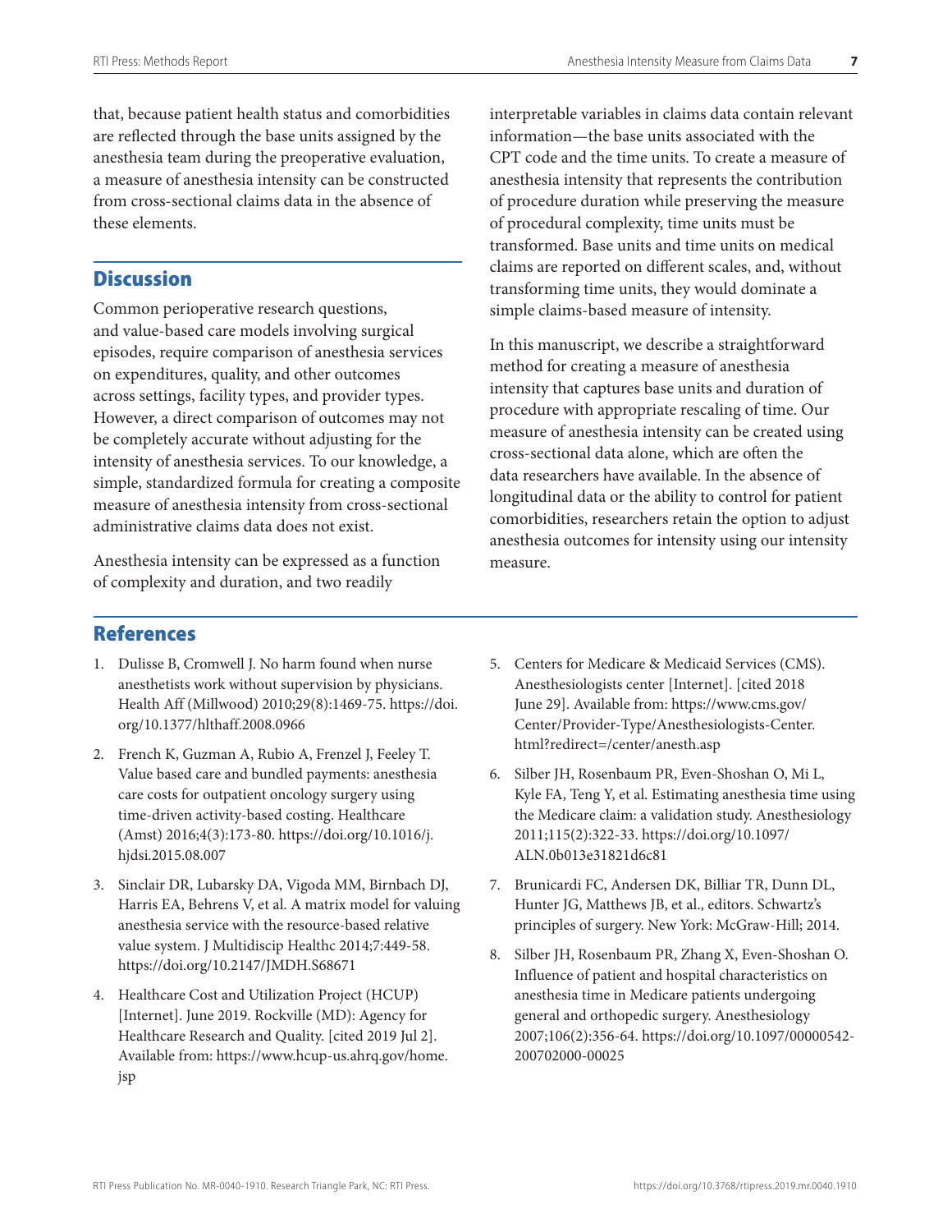that, because patient health status and comorbidities are reflected through the base units assigned by the anesthesia team during the preoperative evaluation, a measure of anesthesia intensity can be constructed from cross-sectional claims data in the absence of these elements.

## Discussion

Common perioperative research questions, and value-based care models involving surgical episodes, require comparison of anesthesia services on expenditures, quality, and other outcomes across settings, facility types, and provider types. However, a direct comparison of outcomes may not be completely accurate without adjusting for the intensity of anesthesia services. To our knowledge, a simple, standardized formula for creating a composite measure of anesthesia intensity from cross-sectional administrative claims data does not exist.

Anesthesia intensity can be expressed as a function of complexity and duration, and two readily interpretable variables in claims data contain relevant information—the base units associated with the CPT code and the time units. To create a measure of anesthesia intensity that represents the contribution of procedure duration while preserving the measure of procedural complexity, time units must be transformed. Base units and time units on medical claims are reported on different scales, and, without transforming time units, they would dominate a simple claims-based measure of intensity.

In this manuscript, we describe a straightforward method for creating a measure of anesthesia intensity that captures base units and duration of procedure with appropriate rescaling of time. Our measure of anesthesia intensity can be created using cross-sectional data alone, which are often the data researchers have available. In the absence of longitudinal data or the ability to control for patient comorbidities, researchers retain the option to adjust anesthesia outcomes for intensity using our intensity measure.

## References

1. Dulisse B, Cromwell J. No harm found when nurse anesthetists work without supervision by physicians. Health Aff (Millwood) 2010;29(8):1469-75. https://doi.org/10.1377/hlthaff.2008.0966
2. French K, Guzman A, Rubio A, Frenzel J, Feeley T. Value based care and bundled payments: anesthesia care costs for outpatient oncology surgery using time-driven activity-based costing. Healthcare (Amst) 2016;4(3):173-80. https://doi.org/10.1016/j.hjdsi.2015.08.007
3. Sinclair DR, Lubarsky DA, Vigoda MM, Birnbach DJ, Harris EA, Behrens V, et al. A matrix model for valuing anesthesia service with the resource-based relative value system. J Multidiscip Healthc 2014;7:449-58. https://doi.org/10.2147/JMDH.S68671
4. Healthcare Cost and Utilization Project (HCUP) [Internet]. June 2019. Rockville (MD): Agency for Healthcare Research and Quality. [cited 2019 Jul 2]. Available from: https://www.hcup-us.ahrq.gov/home.jsp
5. Centers for Medicare & Medicaid Services (CMS). Anesthesiologists center [Internet]. [cited 2018 June 29]. Available from: https://www.cms.gov/Center/Provider-Type/Anesthesiologists-Center.html?redirect=/center/anesth.asp
6. Silber JH, Rosenbaum PR, Even-Shoshan O, Mi L, Kyle FA, Teng Y, et al. Estimating anesthesia time using the Medicare claim: a validation study. Anesthesiology 2011;115(2):322-33. https://doi.org/10.1097/ALN.0b013e31821d6c81
7. Brunicardi FC, Andersen DK, Billiar TR, Dunn DL, Hunter JG, Matthews JB, et al., editors. Schwartz's principles of surgery. New York: McGraw-Hill; 2014.
8. Silber JH, Rosenbaum PR, Zhang X, Even-Shoshan O. Influence of patient and hospital characteristics on anesthesia time in Medicare patients undergoing general and orthopedic surgery. Anesthesiology 2007;106(2):356-64. https://doi.org/10.1097/00000542-200702000-00025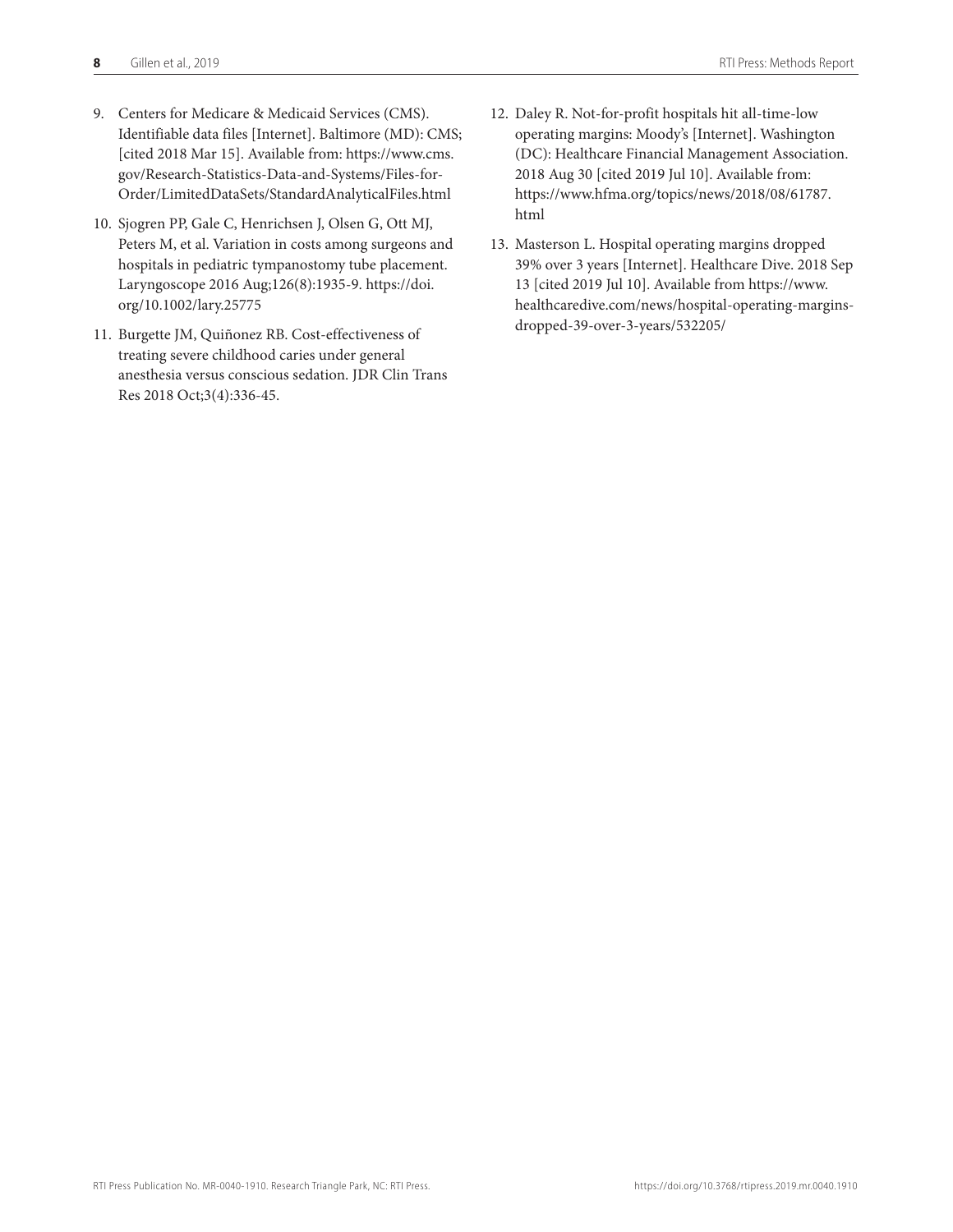9. Centers for Medicare & Medicaid Services (CMS). Identifiable data files [Internet]. Baltimore (MD): CMS; [cited 2018 Mar 15]. Available from: https://www.cms.gov/Research-Statistics-Data-and-Systems/Files-for-Order/LimitedDataSets/StandardAnalyticalFiles.html

10. Sjogren PP, Gale C, Henrichsen J, Olsen G, Ott MJ, Peters M, et al. Variation in costs among surgeons and hospitals in pediatric tympanostomy tube placement. Laryngoscope 2016 Aug;126(8):1935-9. https://doi.org/10.1002/lary.25775

11. Burgette JM, Quiñonez RB. Cost-effectiveness of treating severe childhood caries under general anesthesia versus conscious sedation. JDR Clin Trans Res 2018 Oct;3(4):336-45.

12. Daley R. Not-for-profit hospitals hit all-time-low operating margins: Moody's [Internet]. Washington (DC): Healthcare Financial Management Association. 2018 Aug 30 [cited 2019 Jul 10]. Available from: https://www.hfma.org/topics/news/2018/08/61787.html

13. Masterson L. Hospital operating margins dropped 39% over 3 years [Internet]. Healthcare Dive. 2018 Sep 13 [cited 2019 Jul 10]. Available from https://www.healthcaredive.com/news/hospital-operating-margins-dropped-39-over-3-years/532205/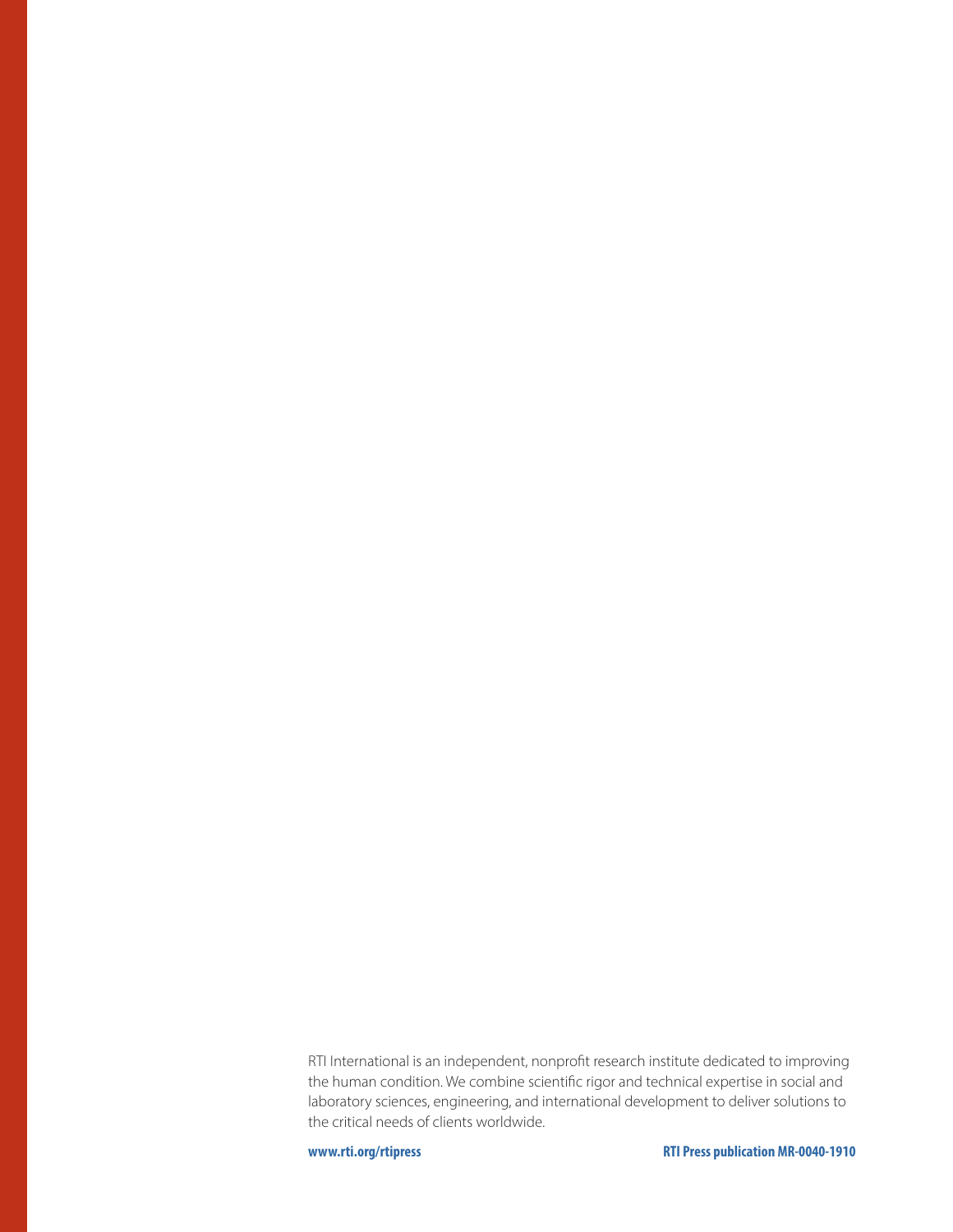RTI International is an independent, nonprofit research institute dedicated to improving the human condition. We combine scientific rigor and technical expertise in social and laboratory sciences, engineering, and international development to deliver solutions to the critical needs of clients worldwide.

**www.rti.org/rtipress**

**RTI Press publication MR-0040-1910**